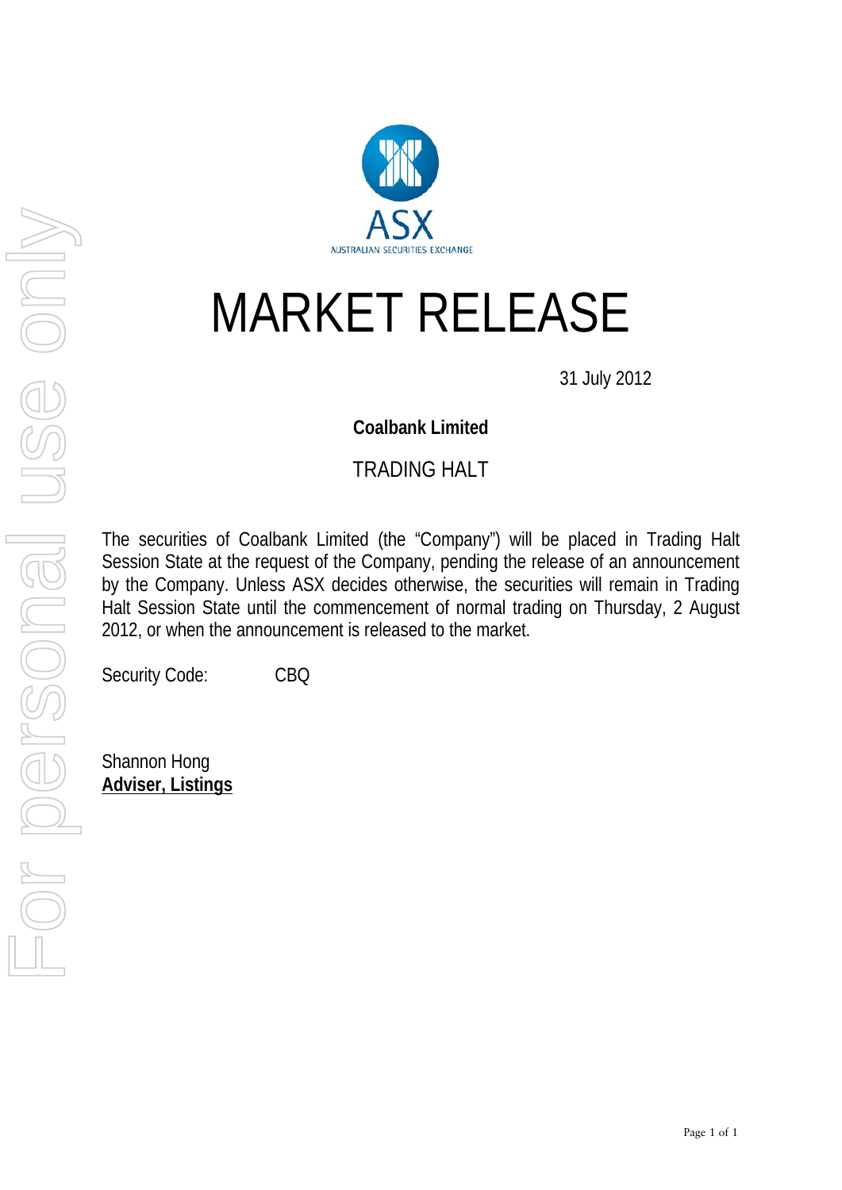# MARKET RELEASE

31 July 2012

**Coalbank Limited**

TRADING HALT

The securities of Coalbank Limited (the "Company") will be placed in Trading Halt Session State at the request of the Company, pending the release of an announcement by the Company. Unless ASX decides otherwise, the securities will remain in Trading Halt Session State until the commencement of normal trading on Thursday, 2 August 2012, or when the announcement is released to the market.

Security Code: CBQ

Shannon Hong
**Adviser, Listings**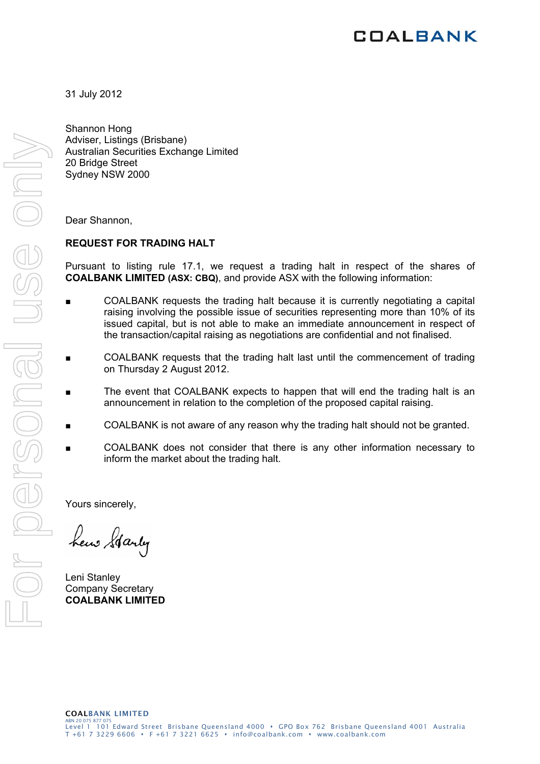COALBANK

31 July 2012

Shannon Hong
Adviser, Listings (Brisbane)
Australian Securities Exchange Limited
20 Bridge Street
Sydney NSW 2000

Dear Shannon,

**REQUEST FOR TRADING HALT**

Pursuant to listing rule 17.1, we request a trading halt in respect of the shares of **COALBANK LIMITED (ASX: CBQ)**, and provide ASX with the following information:

- COALBANK requests the trading halt because it is currently negotiating a capital raising involving the possible issue of securities representing more than 10% of its issued capital, but is not able to make an immediate announcement in respect of the transaction/capital raising as negotiations are confidential and not finalised.
- COALBANK requests that the trading halt last until the commencement of trading on Thursday 2 August 2012.
- The event that COALBANK expects to happen that will end the trading halt is an announcement in relation to the completion of the proposed capital raising.
- COALBANK is not aware of any reason why the trading halt should not be granted.
- COALBANK does not consider that there is any other information necessary to inform the market about the trading halt.

Yours sincerely,

Leni Stanley
Company Secretary
**COALBANK LIMITED**

COALBANK LIMITED
ABN 20 075 877 075
Level 1 101 Edward Street Brisbane Queensland 4000 • GPO Box 762 Brisbane Queensland 4001 Australia
T +61 7 3229 6606 • F +61 7 3221 6625 • info@coalbank.com • www.coalbank.com